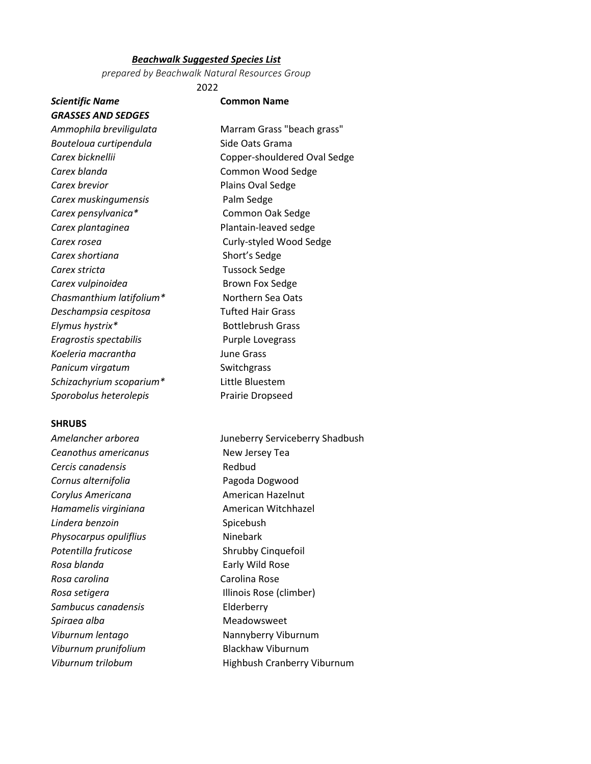***Beachwalk Suggested Species List***

*prepared by Beachwalk Natural Resources Group*

2022

| ***Scientific Name*** | **Common Name** |
| --- | --- |
| ***GRASSES AND SEDGES*** | |
| *Ammophila breviligulata* | Marram Grass "beach grass" |
| *Bouteloua curtipendula* | Side Oats Grama |
| *Carex bicknellii* | Copper-shouldered Oval Sedge |
| *Carex blanda* | Common Wood Sedge |
| *Carex brevior* | Plains Oval Sedge |
| *Carex muskingumensis* | Palm Sedge |
| *Carex pensylvanica** | Common Oak Sedge |
| *Carex plantaginea* | Plantain-leaved sedge |
| *Carex rosea* | Curly-styled Wood Sedge |
| *Carex shortiana* | Short's Sedge |
| *Carex stricta* | Tussock Sedge |
| *Carex vulpinoidea* | Brown Fox Sedge |
| *Chasmanthium latifolium** | Northern Sea Oats |
| *Deschampsia cespitosa* | Tufted Hair Grass |
| *Elymus hystrix** | Bottlebrush Grass |
| *Eragrostis spectabilis* | Purple Lovegrass |
| *Koeleria macrantha* | June Grass |
| *Panicum virgatum* | Switchgrass |
| *Schizachyrium scoparium** | Little Bluestem |
| *Sporobolus heterolepis* | Prairie Dropseed |
| | |
| **SHRUBS** | |
| *Amelancher arborea* | Juneberry Serviceberry Shadbush |
| *Ceanothus americanus* | New Jersey Tea |
| *Cercis canadensis* | Redbud |
| *Cornus alternifolia* | Pagoda Dogwood |
| *Corylus Americana* | American Hazelnut |
| *Hamamelis virginiana* | American Witchhazel |
| *Lindera benzoin* | Spicebush |
| *Physocarpus opuliflius* | Ninebark |
| *Potentilla fruticose* | Shrubby Cinquefoil |
| *Rosa blanda* | Early Wild Rose |
| *Rosa carolina* | Carolina Rose |
| *Rosa setigera* | Illinois Rose (climber) |
| *Sambucus canadensis* | Elderberry |
| *Spiraea alba* | Meadowsweet |
| *Viburnum lentago* | Nannyberry Viburnum |
| *Viburnum prunifolium* | Blackhaw Viburnum |
| *Viburnum trilobum* | Highbush Cranberry Viburnum |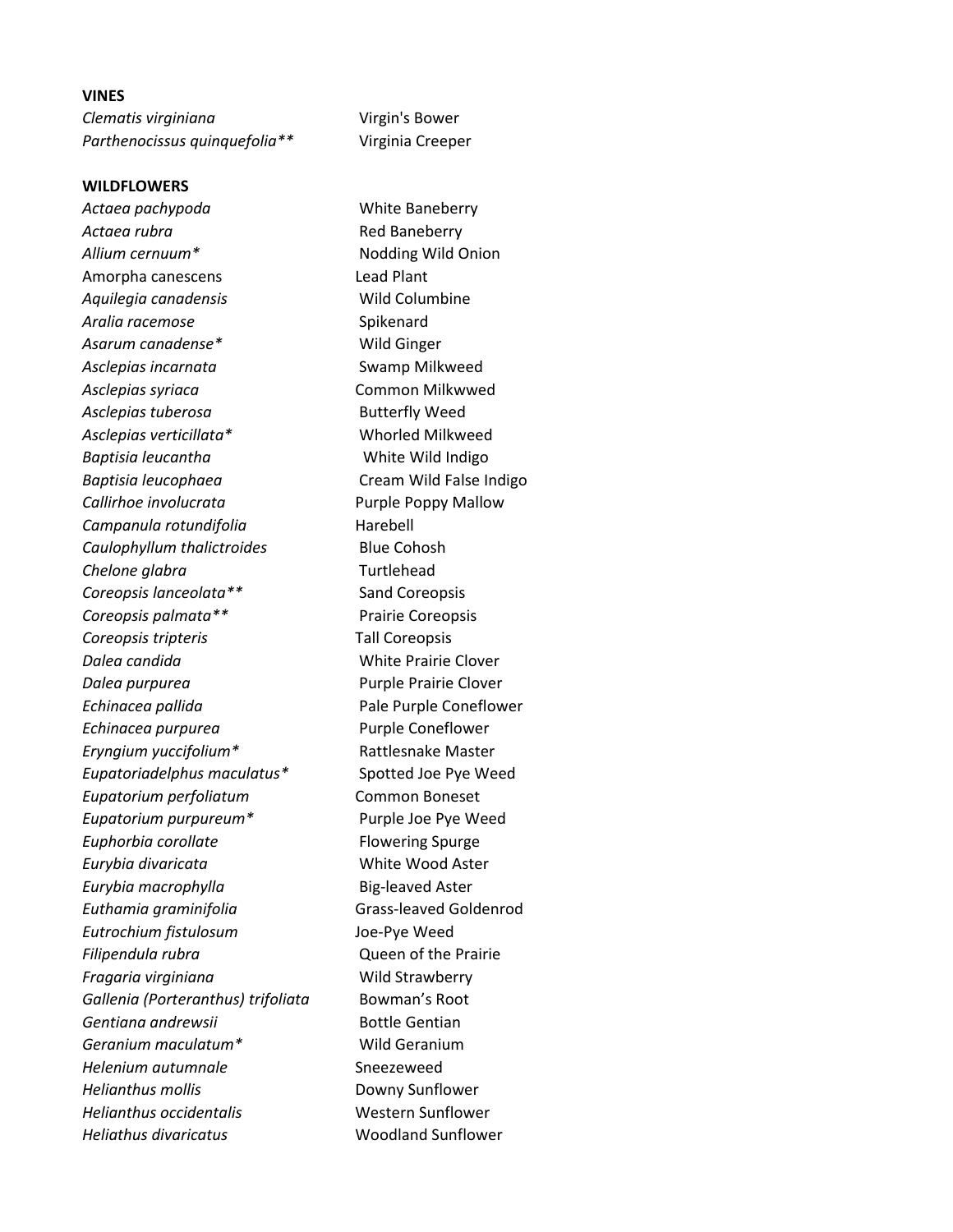**VINES**

| | |
|---|---|
| *Clematis virginiana* | Virgin's Bower |
| *Parthenocissus quinquefolia*** | Virginia Creeper |

**WILDFLOWERS**

| | |
|---|---|
| *Actaea pachypoda* | White Baneberry |
| *Actaea rubra* | Red Baneberry |
| *Allium cernuum** | Nodding Wild Onion |
| Amorpha canescens | Lead Plant |
| *Aquilegia canadensis* | Wild Columbine |
| *Aralia racemose* | Spikenard |
| *Asarum canadense** | Wild Ginger |
| *Asclepias incarnata* | Swamp Milkweed |
| *Asclepias syriaca* | Common Milkwwed |
| *Asclepias tuberosa* | Butterfly Weed |
| *Asclepias verticillata** | Whorled Milkweed |
| *Baptisia leucantha* | White Wild Indigo |
| *Baptisia leucophaea* | Cream Wild False Indigo |
| *Callirhoe involucrata* | Purple Poppy Mallow |
| *Campanula rotundifolia* | Harebell |
| *Caulophyllum thalictroides* | Blue Cohosh |
| *Chelone glabra* | Turtlehead |
| *Coreopsis lanceolata*** | Sand Coreopsis |
| *Coreopsis palmata*** | Prairie Coreopsis |
| *Coreopsis tripteris* | Tall Coreopsis |
| *Dalea candida* | White Prairie Clover |
| *Dalea purpurea* | Purple Prairie Clover |
| *Echinacea pallida* | Pale Purple Coneflower |
| *Echinacea purpurea* | Purple Coneflower |
| *Eryngium yuccifolium** | Rattlesnake Master |
| *Eupatoriadelphus maculatus** | Spotted Joe Pye Weed |
| *Eupatorium perfoliatum* | Common Boneset |
| *Eupatorium purpureum** | Purple Joe Pye Weed |
| *Euphorbia corollate* | Flowering Spurge |
| *Eurybia divaricata* | White Wood Aster |
| *Eurybia macrophylla* | Big-leaved Aster |
| *Euthamia graminifolia* | Grass-leaved Goldenrod |
| *Eutrochium fistulosum* | Joe-Pye Weed |
| *Filipendula rubra* | Queen of the Prairie |
| *Fragaria virginiana* | Wild Strawberry |
| *Gallenia (Porteranthus) trifoliata* | Bowman's Root |
| *Gentiana andrewsii* | Bottle Gentian |
| *Geranium maculatum** | Wild Geranium |
| *Helenium autumnale* | Sneezeweed |
| *Helianthus mollis* | Downy Sunflower |
| *Helianthus occidentalis* | Western Sunflower |
| *Heliathus divaricatus* | Woodland Sunflower |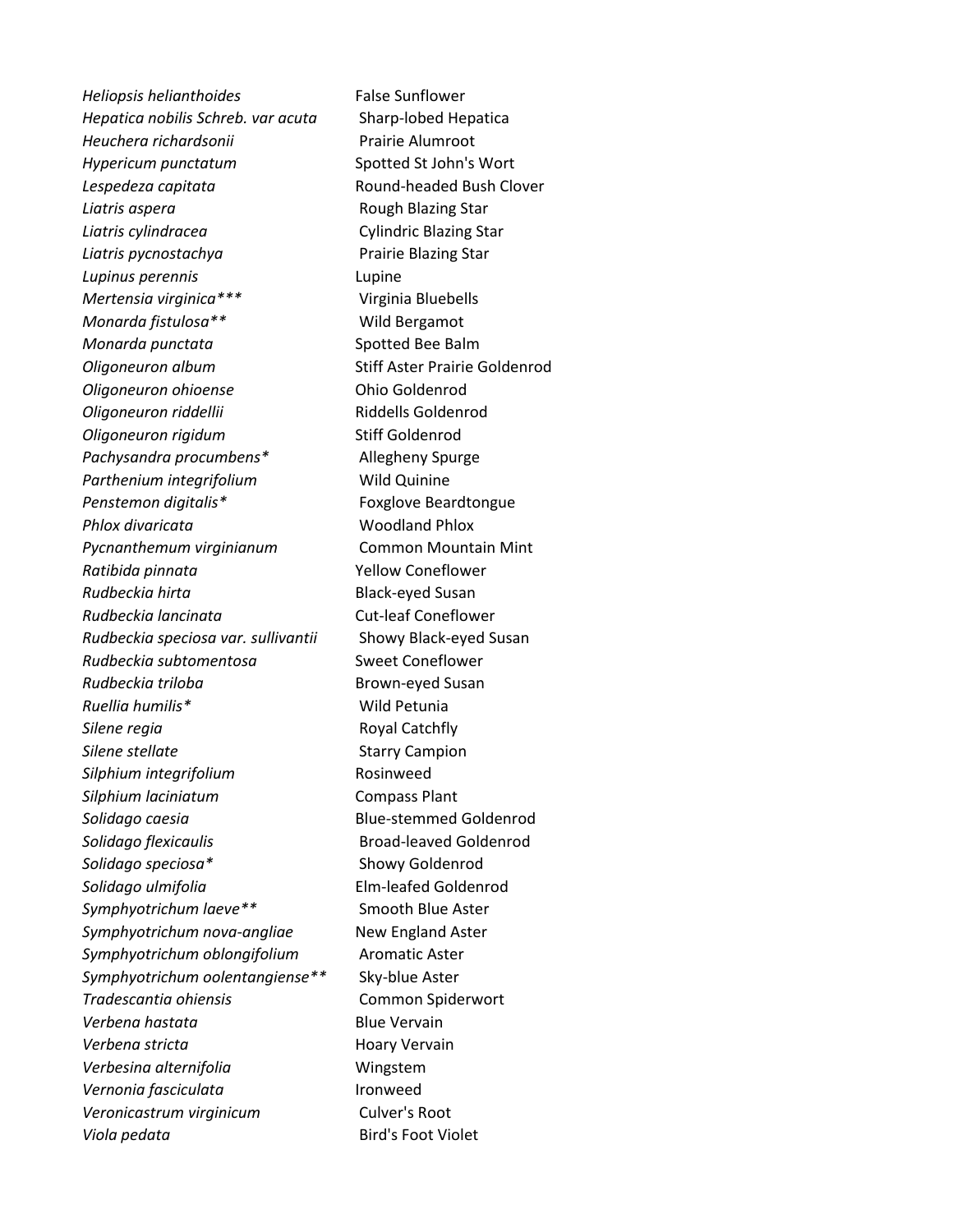| | |
|---|---|
| *Heliopsis helianthoides* | False Sunflower |
| *Hepatica nobilis Schreb. var acuta* | Sharp-lobed Hepatica |
| *Heuchera richardsonii* | Prairie Alumroot |
| *Hypericum punctatum* | Spotted St John's Wort |
| *Lespedeza capitata* | Round-headed Bush Clover |
| *Liatris aspera* | Rough Blazing Star |
| *Liatris cylindracea* | Cylindric Blazing Star |
| *Liatris pycnostachya* | Prairie Blazing Star |
| *Lupinus perennis* | Lupine |
| *Mertensia virginica**** | Virginia Bluebells |
| *Monarda fistulosa*** | Wild Bergamot |
| *Monarda punctata* | Spotted Bee Balm |
| *Oligoneuron album* | Stiff Aster Prairie Goldenrod |
| *Oligoneuron ohioense* | Ohio Goldenrod |
| *Oligoneuron riddellii* | Riddells Goldenrod |
| *Oligoneuron rigidum* | Stiff Goldenrod |
| *Pachysandra procumbens** | Allegheny Spurge |
| *Parthenium integrifolium* | Wild Quinine |
| *Penstemon digitalis** | Foxglove Beardtongue |
| *Phlox divaricata* | Woodland Phlox |
| *Pycnanthemum virginianum* | Common Mountain Mint |
| *Ratibida pinnata* | Yellow Coneflower |
| *Rudbeckia hirta* | Black-eyed Susan |
| *Rudbeckia lancinata* | Cut-leaf Coneflower |
| *Rudbeckia speciosa var. sullivantii* | Showy Black-eyed Susan |
| *Rudbeckia subtomentosa* | Sweet Coneflower |
| *Rudbeckia triloba* | Brown-eyed Susan |
| *Ruellia humilis** | Wild Petunia |
| *Silene regia* | Royal Catchfly |
| *Silene stellate* | Starry Campion |
| *Silphium integrifolium* | Rosinweed |
| *Silphium laciniatum* | Compass Plant |
| *Solidago caesia* | Blue-stemmed Goldenrod |
| *Solidago flexicaulis* | Broad-leaved Goldenrod |
| *Solidago speciosa** | Showy Goldenrod |
| *Solidago ulmifolia* | Elm-leafed Goldenrod |
| *Symphyotrichum laeve*** | Smooth Blue Aster |
| *Symphyotrichum nova-angliae* | New England Aster |
| *Symphyotrichum oblongifolium* | Aromatic Aster |
| *Symphyotrichum oolentangiense*** | Sky-blue Aster |
| *Tradescantia ohiensis* | Common Spiderwort |
| *Verbena hastata* | Blue Vervain |
| *Verbena stricta* | Hoary Vervain |
| *Verbesina alternifolia* | Wingstem |
| *Vernonia fasciculata* | Ironweed |
| *Veronicastrum virginicum* | Culver's Root |
| *Viola pedata* | Bird's Foot Violet |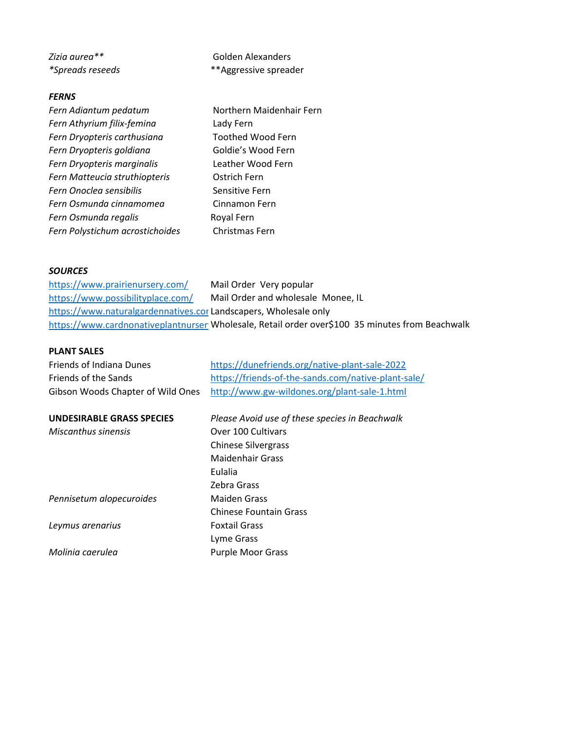| | |
|---|---|
| *Zizia aurea*** | Golden Alexanders |
| **Spreads reseeds* | **Aggressive spreader |

### *FERNS*

| | |
|---|---|
| *Fern Adiantum pedatum* | Northern Maidenhair Fern |
| *Fern Athyrium filix-femina* | Lady Fern |
| *Fern Dryopteris carthusiana* | Toothed Wood Fern |
| *Fern Dryopteris goldiana* | Goldie's Wood Fern |
| *Fern Dryopteris marginalis* | Leather Wood Fern |
| *Fern Matteucia struthiopteris* | Ostrich Fern |
| *Fern Onoclea sensibilis* | Sensitive Fern |
| *Fern Osmunda cinnamomea* | Cinnamon Fern |
| *Fern Osmunda regalis* | Royal Fern |
| *Fern Polystichum acrostichoides* | Christmas Fern |

### *SOURCES*

| | |
|---|---|
| https://www.prairienursery.com/ | Mail Order Very popular |
| https://www.possibilityplace.com/ | Mail Order and wholesale Monee, IL |
| https://www.naturalgardennatives.cor | Landscapers, Wholesale only |
| https://www.cardnonativeplantnurser | Wholesale, Retail order over$100 35 minutes from Beachwalk |

### PLANT SALES

| | |
|---|---|
| Friends of Indiana Dunes | https://dunefriends.org/native-plant-sale-2022 |
| Friends of the Sands | https://friends-of-the-sands.com/native-plant-sale/ |
| Gibson Woods Chapter of Wild Ones | http://www.gw-wildones.org/plant-sale-1.html |

| **UNDESIRABLE GRASS SPECIES** | *Please Avoid use of these species in Beachwalk* |
|---|---|
| *Miscanthus sinensis* | Over 100 Cultivars |
| | Chinese Silvergrass |
| | Maidenhair Grass |
| | Eulalia |
| | Zebra Grass |
| *Pennisetum alopecuroides* | Maiden Grass |
| | Chinese Fountain Grass |
| *Leymus arenarius* | Foxtail Grass |
| | Lyme Grass |
| *Molinia caerulea* | Purple Moor Grass |